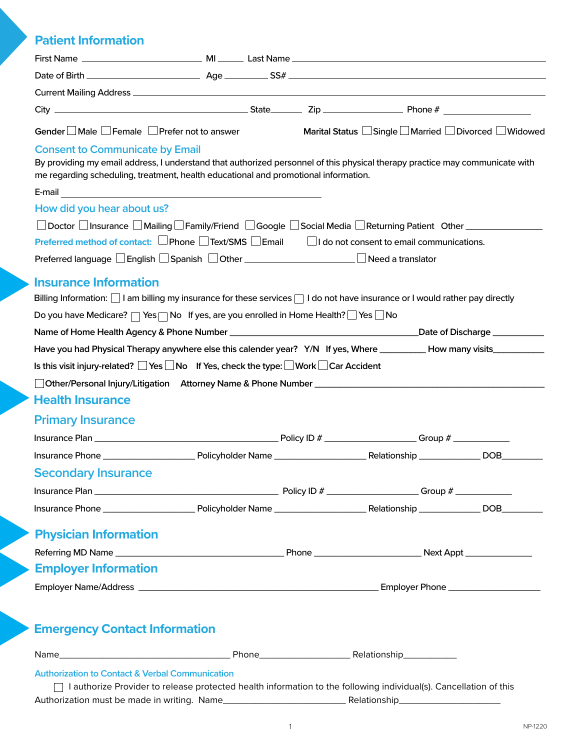## Patient Information

First Name ______________________ MI _____ Last Name ______________________________________________

Date of Birth ____________________ Age ________ SS# ____________________________________________

Current Mailing Address _____________________________________________________________________

City ___________________________________ State_______ Zip _______________ Phone # _______________

Gender ☐ Male ☐ Female ☐ Prefer not to answer Marital Status ☐ Single ☐ Married ☐ Divorced ☐ Widowed

## Consent to Communicate by Email

By providing my email address, I understand that authorized personnel of this physical therapy practice may communicate with me regarding scheduling, treatment, health educational and promotional information.

E-mail ______________________________________________

## How did you hear about us?

☐ Doctor ☐ Insurance ☐ Mailing ☐ Family/Friend ☐ Google ☐ Social Media ☐ Returning Patient Other _______________

**Preferred method of contact:** ☐ Phone ☐ Text/SMS ☐ Email ☐ I do not consent to email communications.

Preferred language ☐ English ☐ Spanish ☐ Other ______________________ ☐ Need a translator

## Insurance Information

Billing Information: ☐ I am billing my insurance for these services ☐ I do not have insurance or I would rather pay directly

Do you have Medicare? ☐ Yes ☐ No If yes, are you enrolled in Home Health? ☐ Yes ☐ No

Name of Home Health Agency & Phone Number ____________________________________Date of Discharge ___________

Have you had Physical Therapy anywhere else this calender year? Y/N If yes, Where _________ How many visits___________

Is this visit injury-related? ☐ Yes ☐ No If Yes, check the type: ☐ Work ☐ Car Accident

☐ Other/Personal Injury/Litigation Attorney Name & Phone Number ______________________________________________

## Health Insurance

### Primary Insurance

Insurance Plan ____________________________________ Policy ID # __________________ Group # ____________

Insurance Phone __________________ Policyholder Name __________________ Relationship _____________ DOB________

### Secondary Insurance

Insurance Plan ____________________________________ Policy ID # __________________ Group # ____________

Insurance Phone __________________ Policyholder Name __________________ Relationship _____________ DOB________

## Physician Information

Referring MD Name _________________________________ Phone _____________________ Next Appt ______________

## Employer Information

Employer Name/Address _______________________________________________ Employer Phone __________________

## Emergency Contact Information

Name__________________________________ Phone__________________ Relationship___________

### Authorization to Contact & Verbal Communication

☐ I authorize Provider to release protected health information to the following individual(s). Cancellation of this Authorization must be made in writing. Name________________________ Relationship_____________________

NP-1220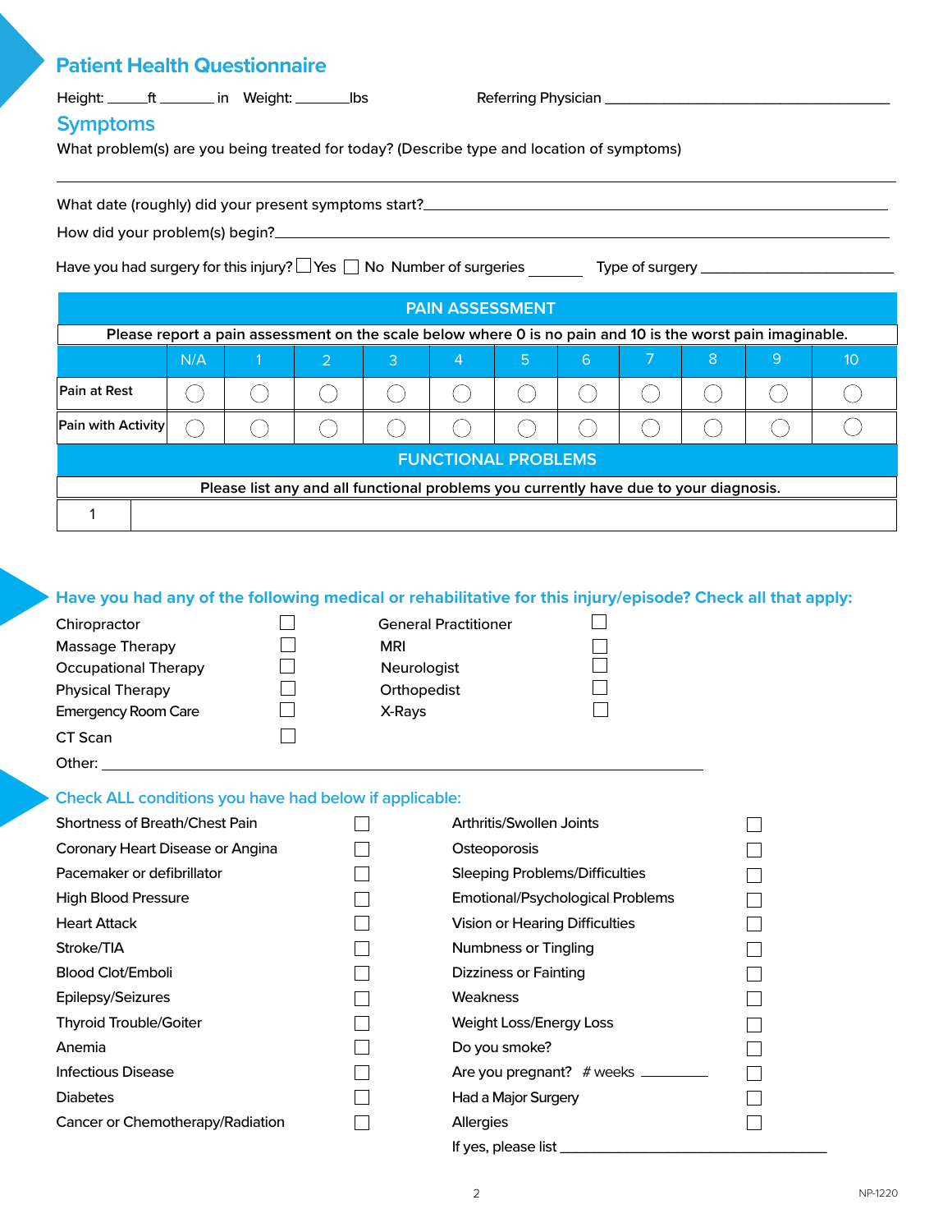## Patient Health Questionnaire

Height: \_\_\_\_\_ft \_\_\_\_\_\_\_ in Weight: \_\_\_\_\_\_\_lbs Referring Physician \_\_\_\_\_\_\_\_\_\_\_\_\_\_\_\_\_\_\_\_\_\_\_\_\_\_\_\_\_\_\_\_

## Symptoms

What problem(s) are you being treated for today? (Describe type and location of symptoms)

\_\_\_\_\_\_\_\_\_\_\_\_\_\_\_\_\_\_\_\_\_\_\_\_\_\_\_\_\_\_\_\_\_\_\_\_\_\_\_\_\_\_\_\_\_\_\_\_\_\_\_\_\_\_\_\_\_\_\_\_\_\_\_\_\_\_\_\_\_\_\_\_

What date (roughly) did your present symptoms start? \_\_\_\_\_\_\_\_\_\_\_\_\_\_\_\_\_\_\_\_\_\_\_\_\_\_\_\_\_\_\_\_\_\_\_\_\_\_

How did your problem(s) begin? \_\_\_\_\_\_\_\_\_\_\_\_\_\_\_\_\_\_\_\_\_\_\_\_\_\_\_\_\_\_\_\_\_\_\_\_\_\_\_\_\_\_\_\_\_\_\_\_

Have you had surgery for this injury? ☐ Yes ☐ No Number of surgeries \_\_\_\_\_\_\_ Type of surgery \_\_\_\_\_\_\_\_\_\_\_\_\_\_\_\_\_\_\_\_\_\_\_\_

| PAIN ASSESSMENT | | | | | | | | | | | |
|---|---|---|---|---|---|---|---|---|---|---|---|
| Please report a pain assessment on the scale below where 0 is no pain and 10 is the worst pain imaginable. | | | | | | | | | | | |
| | N/A | 1 | 2 | 3 | 4 | 5 | 6 | 7 | 8 | 9 | 10 |
| Pain at Rest | ◯ | ◯ | ◯ | ◯ | ◯ | ◯ | ◯ | ◯ | ◯ | ◯ | ◯ |
| Pain with Activity | ◯ | ◯ | ◯ | ◯ | ◯ | ◯ | ◯ | ◯ | ◯ | ◯ | ◯ |

| FUNCTIONAL PROBLEMS | |
|---|---|
| Please list any and all functional problems you currently have due to your diagnosis. | |
| 1 | |

### Have you had any of the following medical or rehabilitative for this injury/episode? Check all that apply:

- Chiropractor ☐
- Massage Therapy ☐
- Occupational Therapy ☐
- Physical Therapy ☐
- Emergency Room Care ☐
- CT Scan ☐
- General Practitioner ☐
- MRI ☐
- Neurologist ☐
- Orthopedist ☐
- X-Rays ☐

Other: \_\_\_\_\_\_\_\_\_\_\_\_\_\_\_\_\_\_\_\_\_\_\_\_\_\_\_\_\_\_\_\_\_\_\_\_\_\_\_\_\_\_\_\_\_\_\_\_\_\_\_\_\_\_\_\_\_\_

### Check ALL conditions you have had below if applicable:

- Shortness of Breath/Chest Pain ☐
- Coronary Heart Disease or Angina ☐
- Pacemaker or defibrillator ☐
- High Blood Pressure ☐
- Heart Attack ☐
- Stroke/TIA ☐
- Blood Clot/Emboli ☐
- Epilepsy/Seizures ☐
- Thyroid Trouble/Goiter ☐
- Anemia ☐
- Infectious Disease ☐
- Diabetes ☐
- Cancer or Chemotherapy/Radiation ☐
- Arthritis/Swollen Joints ☐
- Osteoporosis ☐
- Sleeping Problems/Difficulties ☐
- Emotional/Psychological Problems ☐
- Vision or Hearing Difficulties ☐
- Numbness or Tingling ☐
- Dizziness or Fainting ☐
- Weakness ☐
- Weight Loss/Energy Loss ☐
- Do you smoke? ☐
- Are you pregnant? # weeks \_\_\_\_\_\_\_\_\_ ☐
- Had a Major Surgery ☐
- Allergies ☐

If yes, please list \_\_\_\_\_\_\_\_\_\_\_\_\_\_\_\_\_\_\_\_\_\_\_\_\_\_\_\_\_\_\_\_\_\_\_

NP-1220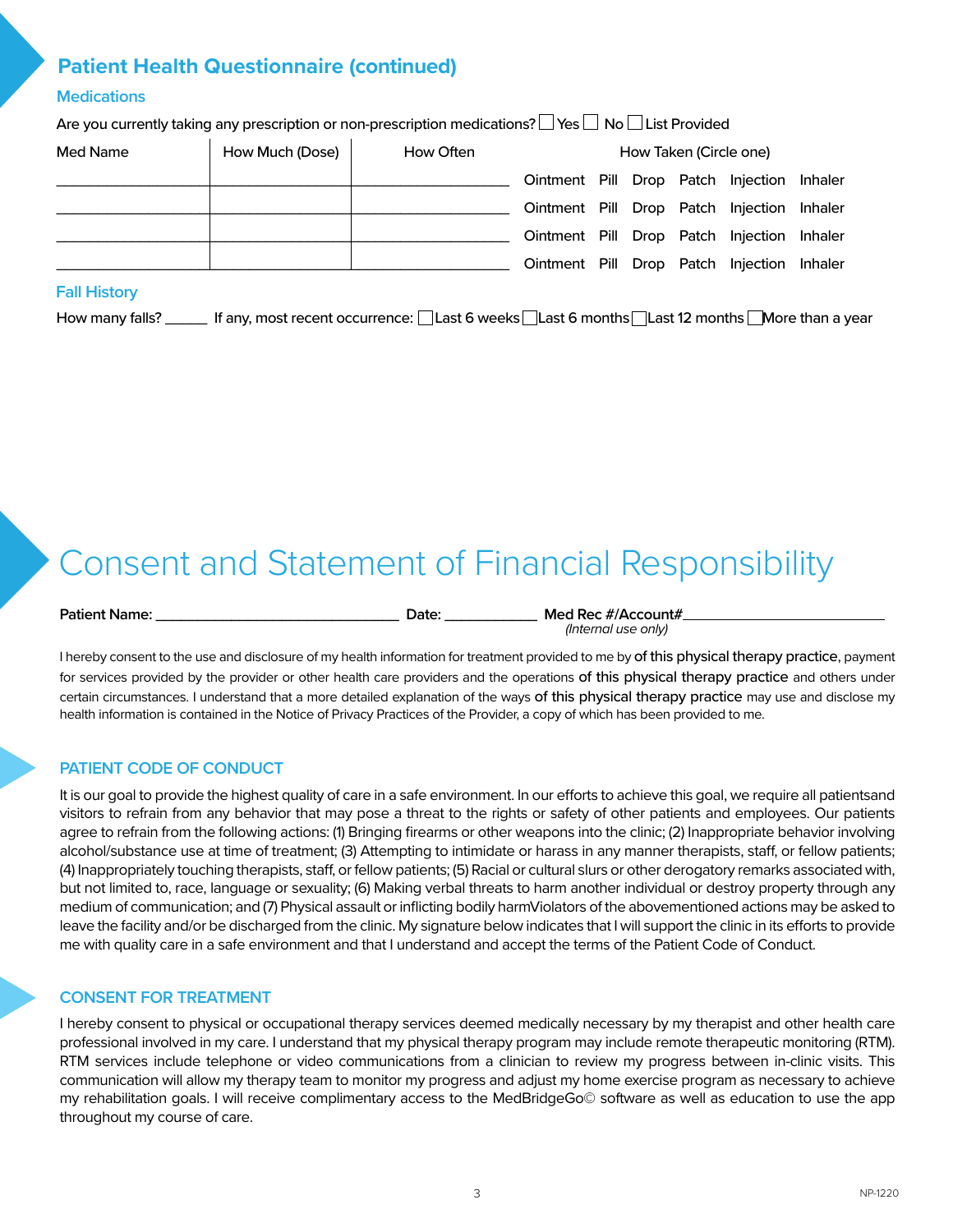## Patient Health Questionnaire (continued)

### Medications

Are you currently taking any prescription or non-prescription medications? ☐ Yes ☐ No ☐ List Provided

| Med Name | How Much (Dose) | How Often | How Taken (Circle one) |
|---|---|---|---|
| | | | Ointment Pill Drop Patch Injection Inhaler |
| | | | Ointment Pill Drop Patch Injection Inhaler |
| | | | Ointment Pill Drop Patch Injection Inhaler |
| | | | Ointment Pill Drop Patch Injection Inhaler |

### Fall History

How many falls? _____ If any, most recent occurrence: ☐ Last 6 weeks ☐ Last 6 months ☐ Last 12 months ☐ More than a year

# Consent and Statement of Financial Responsibility

**Patient Name:** ______________________________ **Date:** ___________ **Med Rec #/Account#**_________________________
*(Internal use only)*

I hereby consent to the use and disclosure of my health information for treatment provided to me by of this physical therapy practice, payment for services provided by the provider or other health care providers and the operations of this physical therapy practice and others under certain circumstances. I understand that a more detailed explanation of the ways of this physical therapy practice may use and disclose my health information is contained in the Notice of Privacy Practices of the Provider, a copy of which has been provided to me.

### PATIENT CODE OF CONDUCT

It is our goal to provide the highest quality of care in a safe environment. In our efforts to achieve this goal, we require all patientsand visitors to refrain from any behavior that may pose a threat to the rights or safety of other patients and employees. Our patients agree to refrain from the following actions: (1) Bringing firearms or other weapons into the clinic; (2) Inappropriate behavior involving alcohol/substance use at time of treatment; (3) Attempting to intimidate or harass in any manner therapists, staff, or fellow patients; (4) Inappropriately touching therapists, staff, or fellow patients; (5) Racial or cultural slurs or other derogatory remarks associated with, but not limited to, race, language or sexuality; (6) Making verbal threats to harm another individual or destroy property through any medium of communication; and (7) Physical assault or inflicting bodily harmViolators of the abovementioned actions may be asked to leave the facility and/or be discharged from the clinic. My signature below indicates that I will support the clinic in its efforts to provide me with quality care in a safe environment and that I understand and accept the terms of the Patient Code of Conduct.

### CONSENT FOR TREATMENT

I hereby consent to physical or occupational therapy services deemed medically necessary by my therapist and other health care professional involved in my care. I understand that my physical therapy program may include remote therapeutic monitoring (RTM). RTM services include telephone or video communications from a clinician to review my progress between in-clinic visits. This communication will allow my therapy team to monitor my progress and adjust my home exercise program as necessary to achieve my rehabilitation goals. I will receive complimentary access to the MedBridgeGo© software as well as education to use the app throughout my course of care.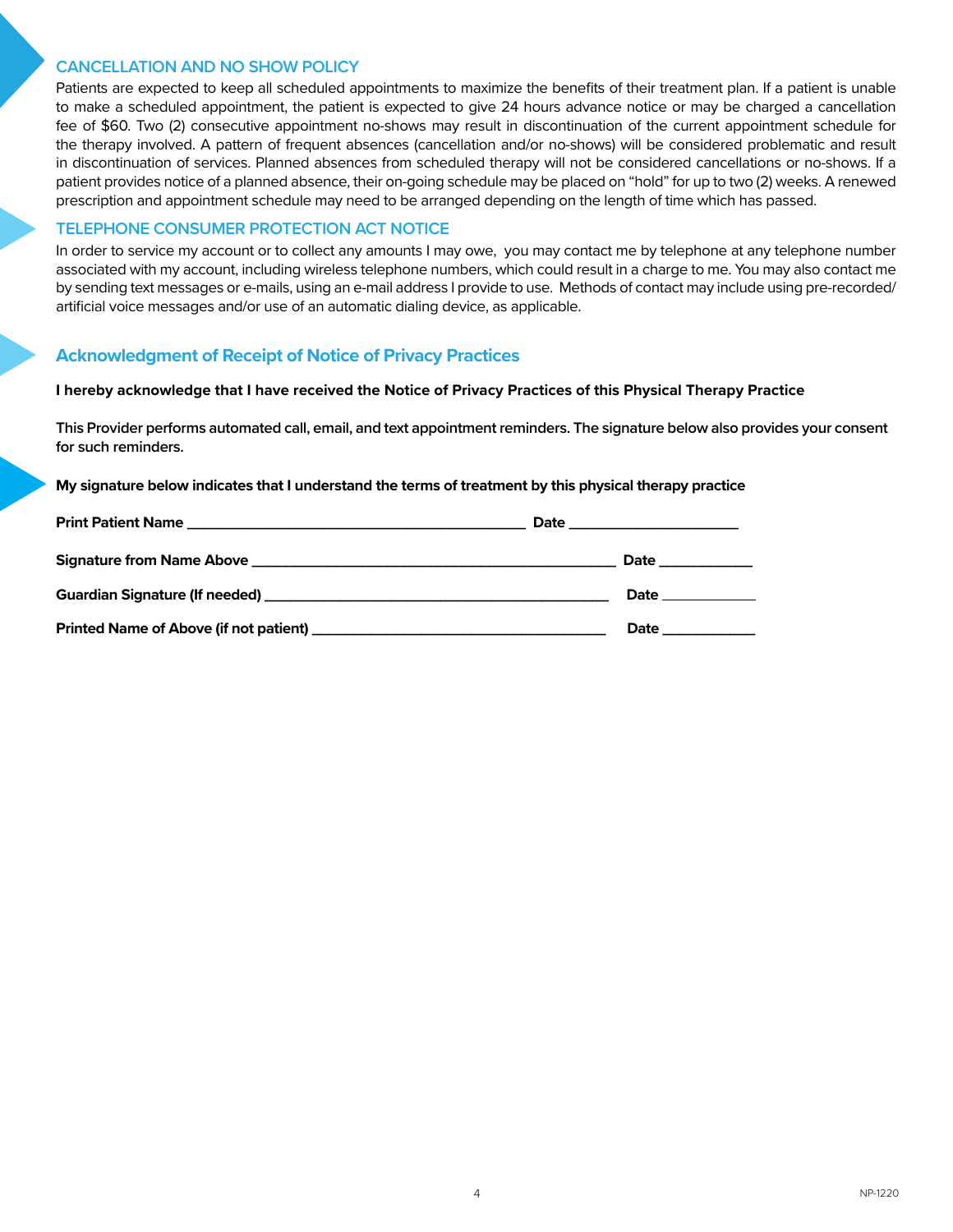## CANCELLATION AND NO SHOW POLICY

Patients are expected to keep all scheduled appointments to maximize the benefits of their treatment plan. If a patient is unable to make a scheduled appointment, the patient is expected to give 24 hours advance notice or may be charged a cancellation fee of $60. Two (2) consecutive appointment no-shows may result in discontinuation of the current appointment schedule for the therapy involved. A pattern of frequent absences (cancellation and/or no-shows) will be considered problematic and result in discontinuation of services. Planned absences from scheduled therapy will not be considered cancellations or no-shows. If a patient provides notice of a planned absence, their on-going schedule may be placed on "hold" for up to two (2) weeks. A renewed prescription and appointment schedule may need to be arranged depending on the length of time which has passed.

## TELEPHONE CONSUMER PROTECTION ACT NOTICE

In order to service my account or to collect any amounts I may owe, you may contact me by telephone at any telephone number associated with my account, including wireless telephone numbers, which could result in a charge to me. You may also contact me by sending text messages or e-mails, using an e-mail address I provide to use. Methods of contact may include using pre-recorded/ artificial voice messages and/or use of an automatic dialing device, as applicable.

## Acknowledgment of Receipt of Notice of Privacy Practices

**I hereby acknowledge that I have received the Notice of Privacy Practices of this Physical Therapy Practice**

**This Provider performs automated call, email, and text appointment reminders. The signature below also provides your consent for such reminders.**

**My signature below indicates that I understand the terms of treatment by this physical therapy practice**

**Print Patient Name** ________________________________________ **Date** ____________________

**Signature from Name Above** ____________________________________________ **Date** ___________

**Guardian Signature (If needed)** _________________________________________ **Date** ___________

**Printed Name of Above (if not patient)** ___________________________________ **Date** ___________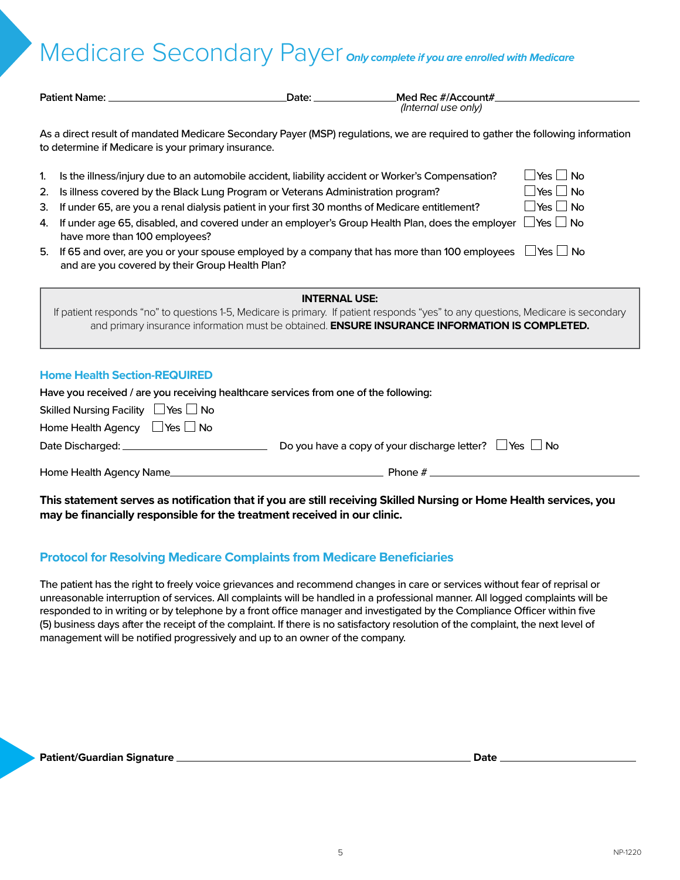# Medicare Secondary Payer *Only complete if you are enrolled with Medicare*

**Patient Name:** ______________________ **Date:** ______________ **Med Rec #/Account#** ______________________
*(Internal use only)*

As a direct result of mandated Medicare Secondary Payer (MSP) regulations, we are required to gather the following information to determine if Medicare is your primary insurance.

1. Is the illness/injury due to an automobile accident, liability accident or Worker's Compensation? ☐ Yes ☐ No
2. Is illness covered by the Black Lung Program or Veterans Administration program? ☐ Yes ☐ No
3. If under 65, are you a renal dialysis patient in your first 30 months of Medicare entitlement? ☐ Yes ☐ No
4. If under age 65, disabled, and covered under an employer's Group Health Plan, does the employer have more than 100 employees? ☐ Yes ☐ No
5. If 65 and over, are you or your spouse employed by a company that has more than 100 employees and are you covered by their Group Health Plan? ☐ Yes ☐ No

> **INTERNAL USE:**
> If patient responds "no" to questions 1-5, Medicare is primary. If patient responds "yes" to any questions, Medicare is secondary and primary insurance information must be obtained. **ENSURE INSURANCE INFORMATION IS COMPLETED.**

## Home Health Section-REQUIRED

Have you received / are you receiving healthcare services from one of the following:

Skilled Nursing Facility ☐ Yes ☐ No

Home Health Agency ☐ Yes ☐ No

Date Discharged: ______________________ Do you have a copy of your discharge letter? ☐ Yes ☐ No

Home Health Agency Name______________________________ Phone # ______________________________

**This statement serves as notification that if you are still receiving Skilled Nursing or Home Health services, you may be financially responsible for the treatment received in our clinic.**

## Protocol for Resolving Medicare Complaints from Medicare Beneficiaries

The patient has the right to freely voice grievances and recommend changes in care or services without fear of reprisal or unreasonable interruption of services. All complaints will be handled in a professional manner. All logged complaints will be responded to in writing or by telephone by a front office manager and investigated by the Compliance Officer within five (5) business days after the receipt of the complaint. If there is no satisfactory resolution of the complaint, the next level of management will be notified progressively and up to an owner of the company.

**Patient/Guardian Signature** ______________________________________________ **Date** ______________________

NP-1220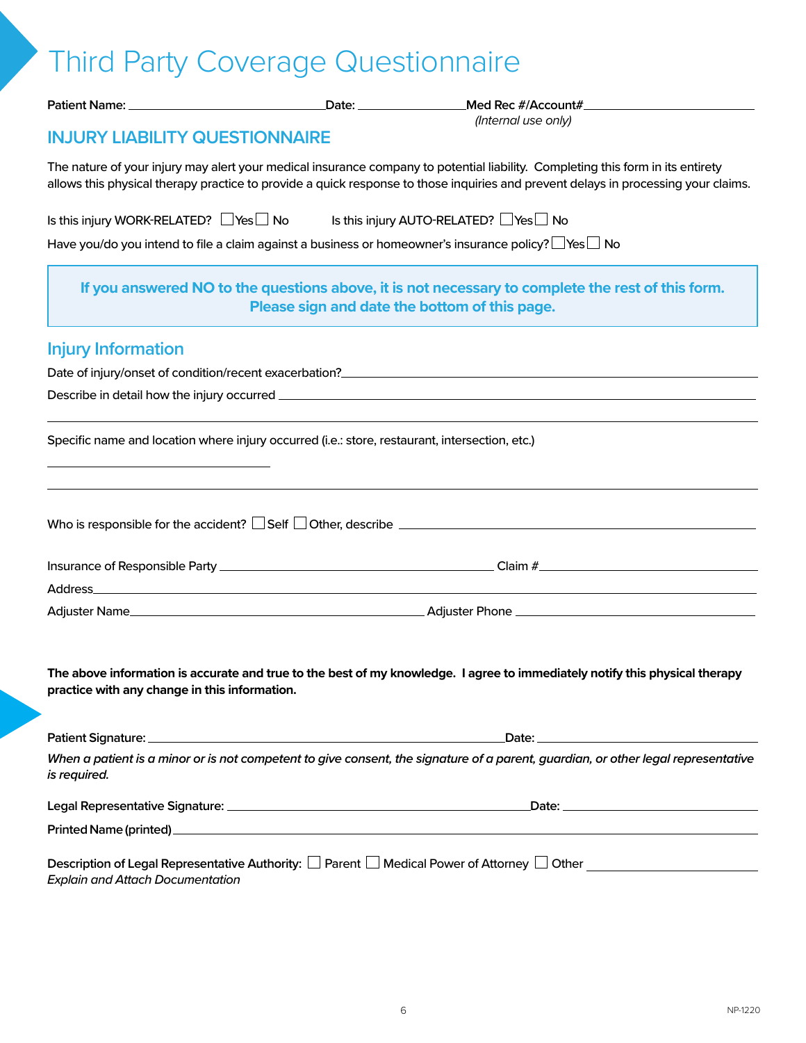# Third Party Coverage Questionnaire

**Patient Name:** ______________________ **Date:** ____________ **Med Rec #/Account#** ____________________
*(Internal use only)*

## INJURY LIABILITY QUESTIONNAIRE

The nature of your injury may alert your medical insurance company to potential liability. Completing this form in its entirety allows this physical therapy practice to provide a quick response to those inquiries and prevent delays in processing your claims.

Is this injury WORK-RELATED? ☐ Yes ☐ No Is this injury AUTO-RELATED? ☐ Yes ☐ No

Have you/do you intend to file a claim against a business or homeowner's insurance policy? ☐ Yes ☐ No

**If you answered NO to the questions above, it is not necessary to complete the rest of this form. Please sign and date the bottom of this page.**

## Injury Information

Date of injury/onset of condition/recent exacerbation? ______________________________________

Describe in detail how the injury occurred ______________________________________

______________________________________

Specific name and location where injury occurred (i.e.: store, restaurant, intersection, etc.)

______________________

______________________________________

Who is responsible for the accident? ☐ Self ☐ Other, describe ______________________________

Insurance of Responsible Party ______________________ Claim # ______________________

Address ______________________________________

Adjuster Name ______________________ Adjuster Phone ______________________

**The above information is accurate and true to the best of my knowledge. I agree to immediately notify this physical therapy practice with any change in this information.**

**Patient Signature:** ______________________ **Date:** ______________________

*When a patient is a minor or is not competent to give consent, the signature of a parent, guardian, or other legal representative is required.*

**Legal Representative Signature:** ______________________ **Date:** ______________________

**Printed Name (printed)** ______________________________________

**Description of Legal Representative Authority:** ☐ Parent ☐ Medical Power of Attorney ☐ Other ______________________
*Explain and Attach Documentation*

NP-1220